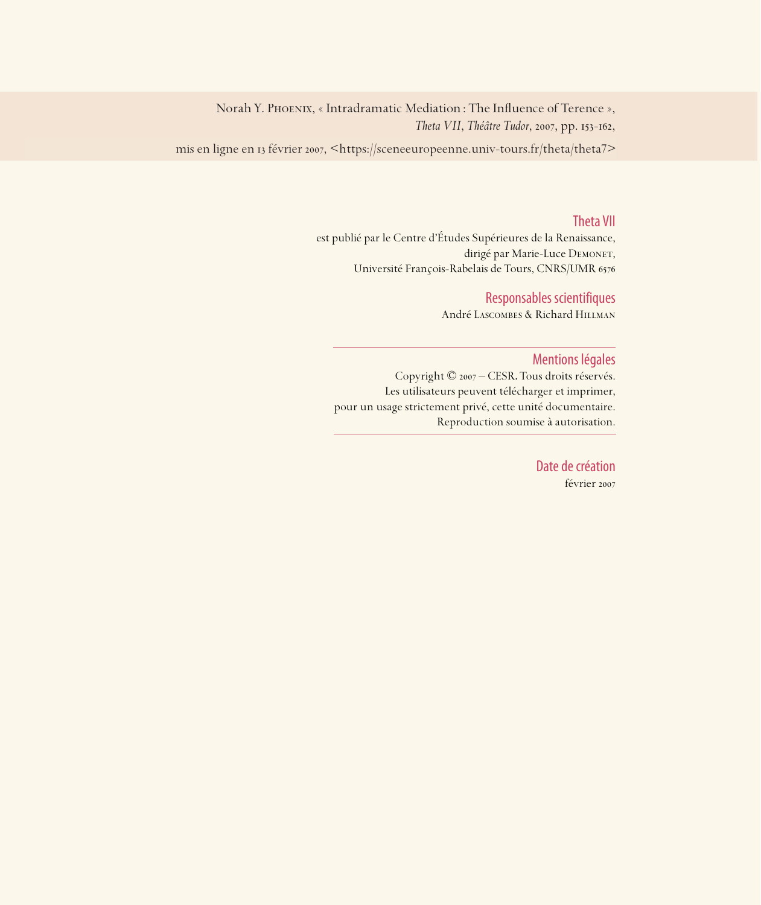Norah Y. Phoenix, « Intradramatic Mediation : The Influence of Terence »,
*Theta VII*, *Théâtre Tudor*, 2007, pp. 153-162,

mis en ligne en 13 février 2007, <https://sceneeuropeenne.univ-tours.fr/theta/theta7>

## Theta VII

est publié par le Centre d'Études Supérieures de la Renaissance,
dirigé par Marie-Luce Demonet,
Université François-Rabelais de Tours, CNRS/UMR 6576

## Responsables scientifiques

André Lascombes & Richard Hillman

---

## Mentions légales

Copyright © 2007 – CESR. Tous droits réservés.
Les utilisateurs peuvent télécharger et imprimer,
pour un usage strictement privé, cette unité documentaire.
Reproduction soumise à autorisation.

---

## Date de création

février 2007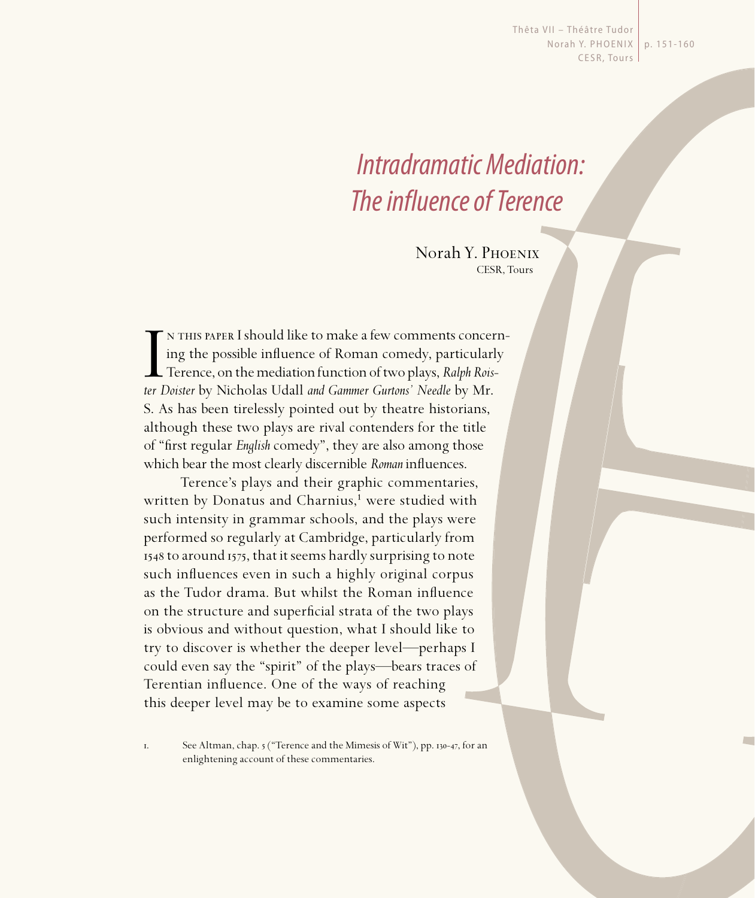# *Intradramatic Mediation: The influence of Terence*

Norah Y. Phoenix
CESR, Tours

In this paper I should like to make a few comments concerning the possible influence of Roman comedy, particularly Terence, on the mediation function of two plays, *Ralph Roister Doister* by Nicholas Udall *and Gammer Gurtons' Needle* by Mr. S. As has been tirelessly pointed out by theatre historians, although these two plays are rival contenders for the title of "first regular *English* comedy", they are also among those which bear the most clearly discernible *Roman* influences.

Terence's plays and their graphic commentaries, written by Donatus and Charnius,[1] were studied with such intensity in grammar schools, and the plays were performed so regularly at Cambridge, particularly from 1548 to around 1575, that it seems hardly surprising to note such influences even in such a highly original corpus as the Tudor drama. But whilst the Roman influence on the structure and superficial strata of the two plays is obvious and without question, what I should like to try to discover is whether the deeper level—perhaps I could even say the "spirit" of the plays—bears traces of Terentian influence. One of the ways of reaching this deeper level may be to examine some aspects

1. See Altman, chap. 5 ("Terence and the Mimesis of Wit"), pp. 130-47, for an enlightening account of these commentaries.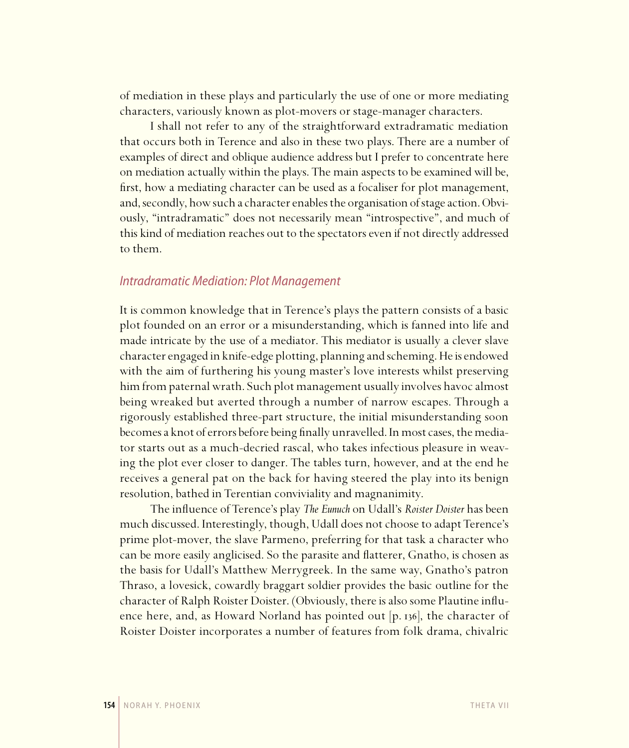of mediation in these plays and particularly the use of one or more mediating characters, variously known as plot-movers or stage-manager characters.

I shall not refer to any of the straightforward extradramatic mediation that occurs both in Terence and also in these two plays. There are a number of examples of direct and oblique audience address but I prefer to concentrate here on mediation actually within the plays. The main aspects to be examined will be, first, how a mediating character can be used as a focaliser for plot management, and, secondly, how such a character enables the organisation of stage action. Obviously, "intradramatic" does not necessarily mean "introspective", and much of this kind of mediation reaches out to the spectators even if not directly addressed to them.

## *Intradramatic Mediation: Plot Management*

It is common knowledge that in Terence's plays the pattern consists of a basic plot founded on an error or a misunderstanding, which is fanned into life and made intricate by the use of a mediator. This mediator is usually a clever slave character engaged in knife-edge plotting, planning and scheming. He is endowed with the aim of furthering his young master's love interests whilst preserving him from paternal wrath. Such plot management usually involves havoc almost being wreaked but averted through a number of narrow escapes. Through a rigorously established three-part structure, the initial misunderstanding soon becomes a knot of errors before being finally unravelled. In most cases, the mediator starts out as a much-decried rascal, who takes infectious pleasure in weaving the plot ever closer to danger. The tables turn, however, and at the end he receives a general pat on the back for having steered the play into its benign resolution, bathed in Terentian conviviality and magnanimity.

The influence of Terence's play *The Eunuch* on Udall's *Roister Doister* has been much discussed. Interestingly, though, Udall does not choose to adapt Terence's prime plot-mover, the slave Parmeno, preferring for that task a character who can be more easily anglicised. So the parasite and flatterer, Gnatho, is chosen as the basis for Udall's Matthew Merrygreek. In the same way, Gnatho's patron Thraso, a lovesick, cowardly braggart soldier provides the basic outline for the character of Ralph Roister Doister. (Obviously, there is also some Plautine influence here, and, as Howard Norland has pointed out [p. 136], the character of Roister Doister incorporates a number of features from folk drama, chivalric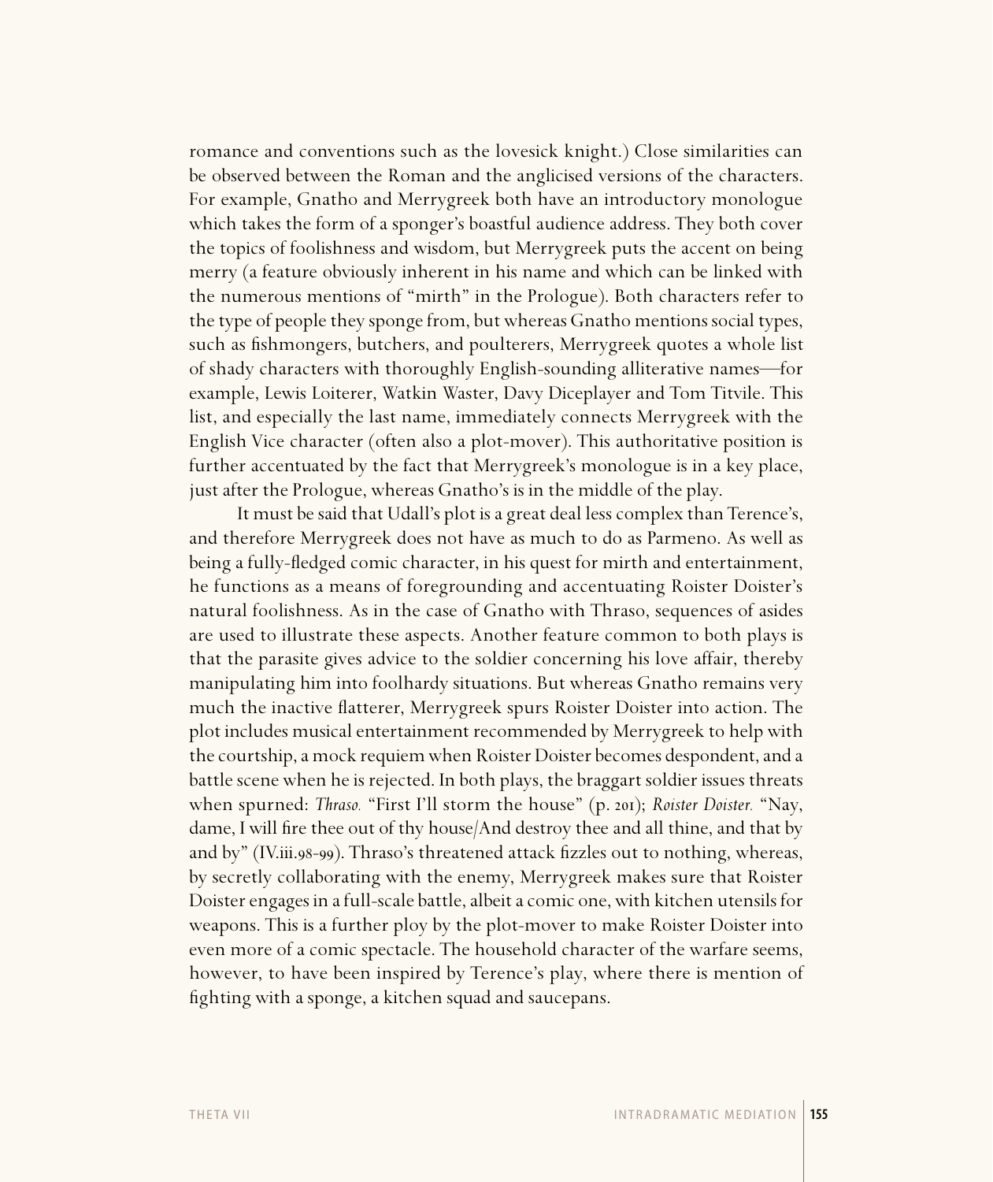romance and conventions such as the lovesick knight.) Close similarities can be observed between the Roman and the anglicised versions of the characters. For example, Gnatho and Merrygreek both have an introductory monologue which takes the form of a sponger's boastful audience address. They both cover the topics of foolishness and wisdom, but Merrygreek puts the accent on being merry (a feature obviously inherent in his name and which can be linked with the numerous mentions of "mirth" in the Prologue). Both characters refer to the type of people they sponge from, but whereas Gnatho mentions social types, such as fishmongers, butchers, and poulterers, Merrygreek quotes a whole list of shady characters with thoroughly English-sounding alliterative names—for example, Lewis Loiterer, Watkin Waster, Davy Diceplayer and Tom Titvile. This list, and especially the last name, immediately connects Merrygreek with the English Vice character (often also a plot-mover). This authoritative position is further accentuated by the fact that Merrygreek's monologue is in a key place, just after the Prologue, whereas Gnatho's is in the middle of the play.

It must be said that Udall's plot is a great deal less complex than Terence's, and therefore Merrygreek does not have as much to do as Parmeno. As well as being a fully-fledged comic character, in his quest for mirth and entertainment, he functions as a means of foregrounding and accentuating Roister Doister's natural foolishness. As in the case of Gnatho with Thraso, sequences of asides are used to illustrate these aspects. Another feature common to both plays is that the parasite gives advice to the soldier concerning his love affair, thereby manipulating him into foolhardy situations. But whereas Gnatho remains very much the inactive flatterer, Merrygreek spurs Roister Doister into action. The plot includes musical entertainment recommended by Merrygreek to help with the courtship, a mock requiem when Roister Doister becomes despondent, and a battle scene when he is rejected. In both plays, the braggart soldier issues threats when spurned: *Thraso.* "First I'll storm the house" (p. 201); *Roister Doister.* "Nay, dame, I will fire thee out of thy house/And destroy thee and all thine, and that by and by" (IV.iii.98-99). Thraso's threatened attack fizzles out to nothing, whereas, by secretly collaborating with the enemy, Merrygreek makes sure that Roister Doister engages in a full-scale battle, albeit a comic one, with kitchen utensils for weapons. This is a further ploy by the plot-mover to make Roister Doister into even more of a comic spectacle. The household character of the warfare seems, however, to have been inspired by Terence's play, where there is mention of fighting with a sponge, a kitchen squad and saucepans.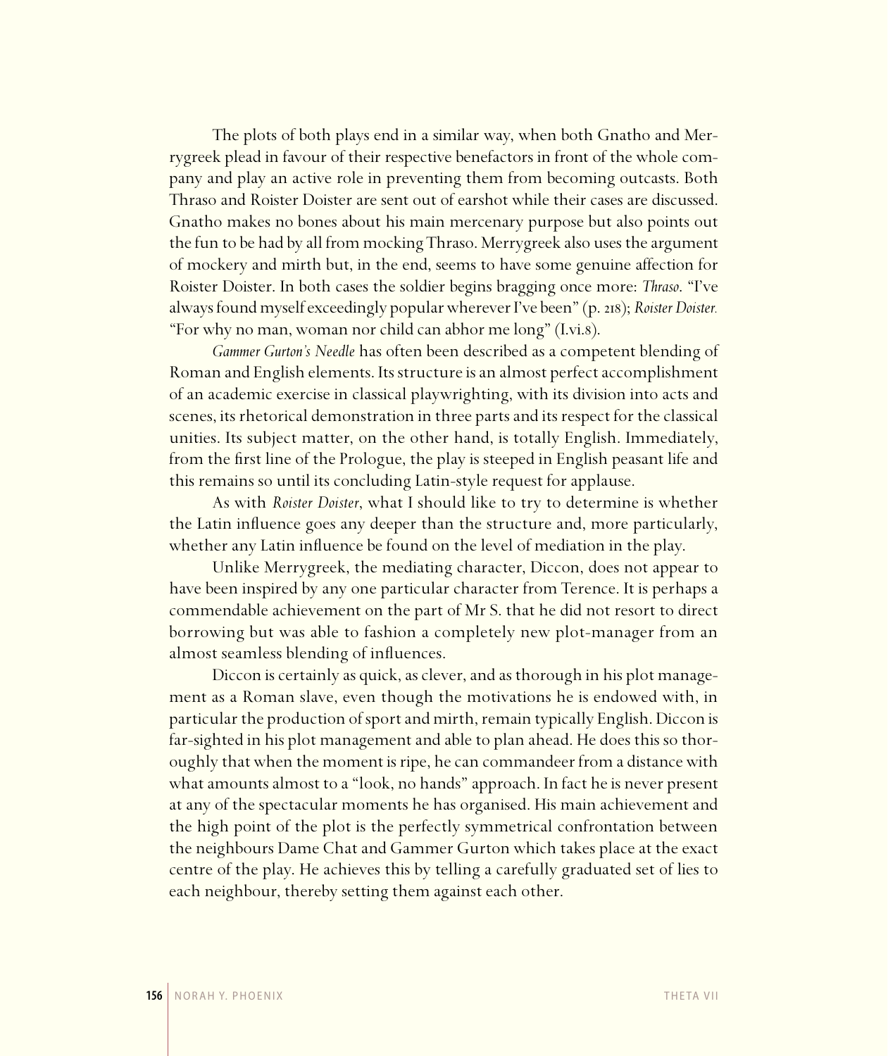The plots of both plays end in a similar way, when both Gnatho and Merrygreek plead in favour of their respective benefactors in front of the whole company and play an active role in preventing them from becoming outcasts. Both Thraso and Roister Doister are sent out of earshot while their cases are discussed. Gnatho makes no bones about his main mercenary purpose but also points out the fun to be had by all from mocking Thraso. Merrygreek also uses the argument of mockery and mirth but, in the end, seems to have some genuine affection for Roister Doister. In both cases the soldier begins bragging once more: *Thraso*. "I've always found myself exceedingly popular wherever I've been" (p. 218); *Roister Doister.* "For why no man, woman nor child can abhor me long" (I.vi.8).

*Gammer Gurton's Needle* has often been described as a competent blending of Roman and English elements. Its structure is an almost perfect accomplishment of an academic exercise in classical playwrighting, with its division into acts and scenes, its rhetorical demonstration in three parts and its respect for the classical unities. Its subject matter, on the other hand, is totally English. Immediately, from the first line of the Prologue, the play is steeped in English peasant life and this remains so until its concluding Latin-style request for applause.

As with *Roister Doister*, what I should like to try to determine is whether the Latin influence goes any deeper than the structure and, more particularly, whether any Latin influence be found on the level of mediation in the play.

Unlike Merrygreek, the mediating character, Diccon, does not appear to have been inspired by any one particular character from Terence. It is perhaps a commendable achievement on the part of Mr S. that he did not resort to direct borrowing but was able to fashion a completely new plot-manager from an almost seamless blending of influences.

Diccon is certainly as quick, as clever, and as thorough in his plot management as a Roman slave, even though the motivations he is endowed with, in particular the production of sport and mirth, remain typically English. Diccon is far-sighted in his plot management and able to plan ahead. He does this so thoroughly that when the moment is ripe, he can commandeer from a distance with what amounts almost to a "look, no hands" approach. In fact he is never present at any of the spectacular moments he has organised. His main achievement and the high point of the plot is the perfectly symmetrical confrontation between the neighbours Dame Chat and Gammer Gurton which takes place at the exact centre of the play. He achieves this by telling a carefully graduated set of lies to each neighbour, thereby setting them against each other.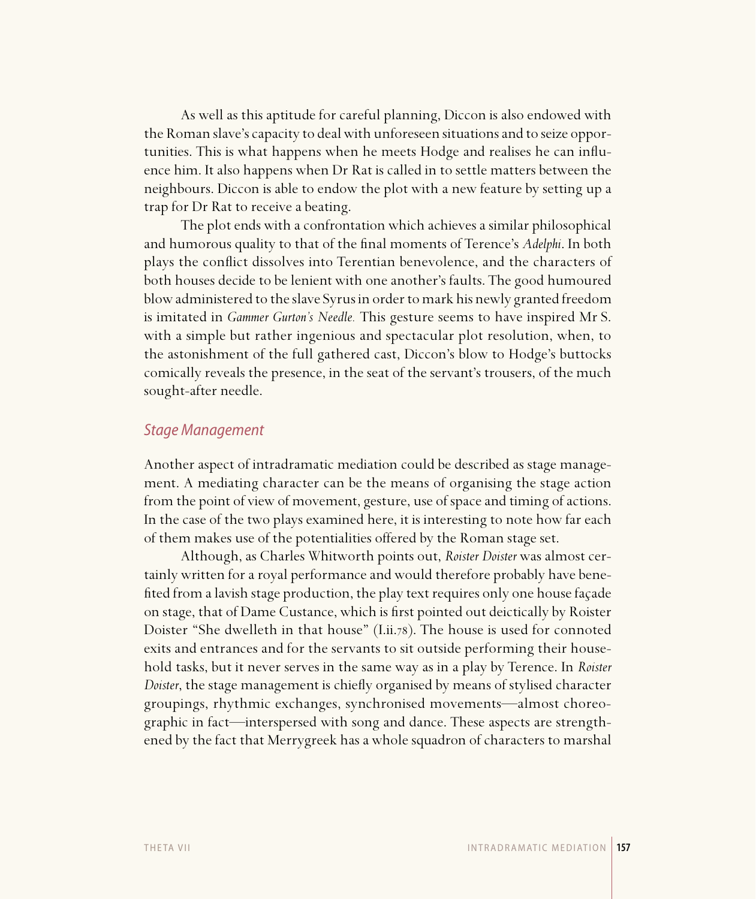As well as this aptitude for careful planning, Diccon is also endowed with the Roman slave's capacity to deal with unforeseen situations and to seize opportunities. This is what happens when he meets Hodge and realises he can influence him. It also happens when Dr Rat is called in to settle matters between the neighbours. Diccon is able to endow the plot with a new feature by setting up a trap for Dr Rat to receive a beating.

The plot ends with a confrontation which achieves a similar philosophical and humorous quality to that of the final moments of Terence's *Adelphi*. In both plays the conflict dissolves into Terentian benevolence, and the characters of both houses decide to be lenient with one another's faults. The good humoured blow administered to the slave Syrus in order to mark his newly granted freedom is imitated in *Gammer Gurton's Needle.* This gesture seems to have inspired Mr S. with a simple but rather ingenious and spectacular plot resolution, when, to the astonishment of the full gathered cast, Diccon's blow to Hodge's buttocks comically reveals the presence, in the seat of the servant's trousers, of the much sought-after needle.

## *Stage Management*

Another aspect of intradramatic mediation could be described as stage management. A mediating character can be the means of organising the stage action from the point of view of movement, gesture, use of space and timing of actions. In the case of the two plays examined here, it is interesting to note how far each of them makes use of the potentialities offered by the Roman stage set.

Although, as Charles Whitworth points out, *Roister Doister* was almost certainly written for a royal performance and would therefore probably have benefited from a lavish stage production, the play text requires only one house façade on stage, that of Dame Custance, which is first pointed out deictically by Roister Doister "She dwelleth in that house" (I.ii.78). The house is used for connoted exits and entrances and for the servants to sit outside performing their household tasks, but it never serves in the same way as in a play by Terence. In *Roister Doister*, the stage management is chiefly organised by means of stylised character groupings, rhythmic exchanges, synchronised movements—almost choreographic in fact—interspersed with song and dance. These aspects are strengthened by the fact that Merrygreek has a whole squadron of characters to marshal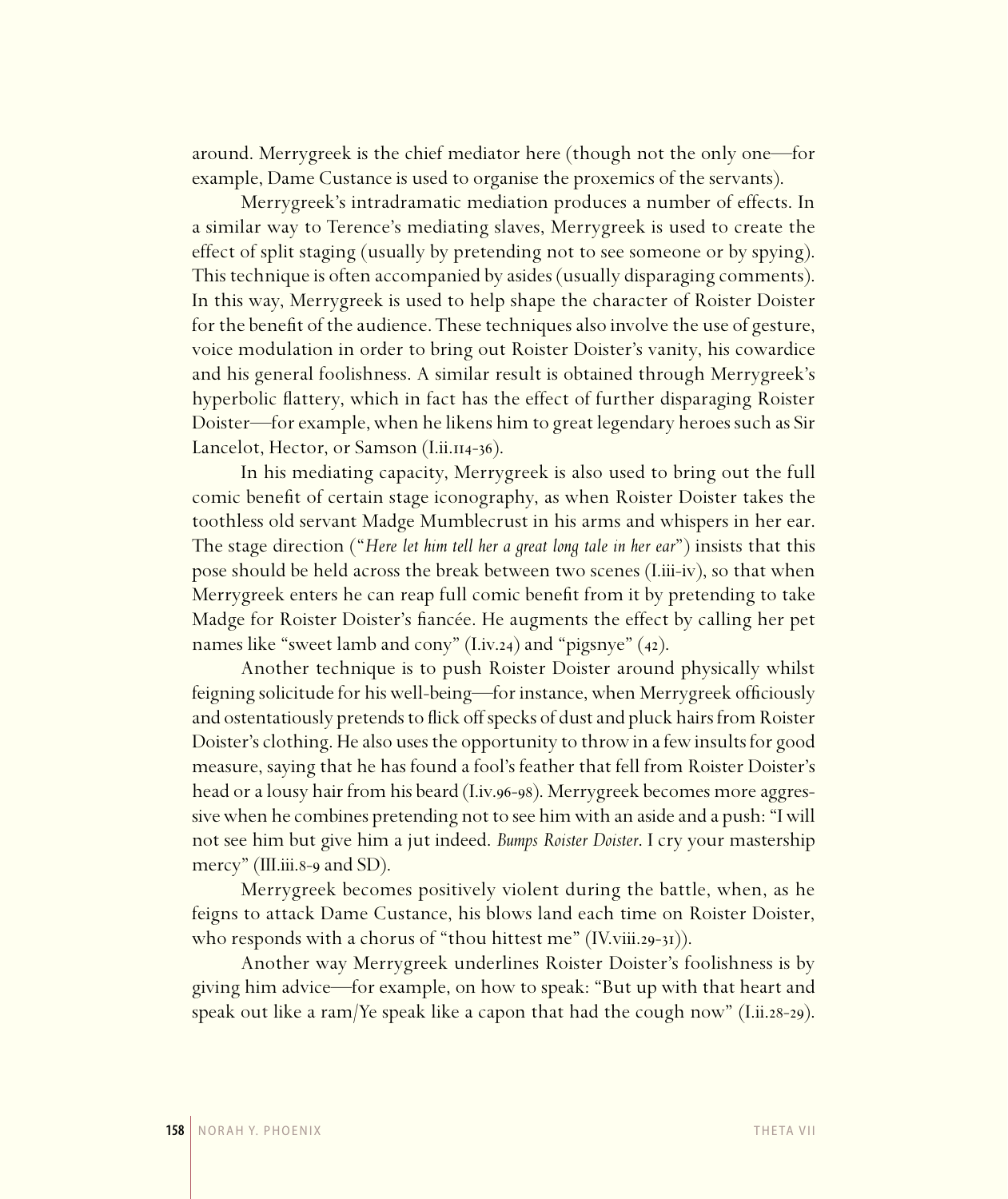around. Merrygreek is the chief mediator here (though not the only one—for example, Dame Custance is used to organise the proxemics of the servants).

Merrygreek's intradramatic mediation produces a number of effects. In a similar way to Terence's mediating slaves, Merrygreek is used to create the effect of split staging (usually by pretending not to see someone or by spying). This technique is often accompanied by asides (usually disparaging comments). In this way, Merrygreek is used to help shape the character of Roister Doister for the benefit of the audience. These techniques also involve the use of gesture, voice modulation in order to bring out Roister Doister's vanity, his cowardice and his general foolishness. A similar result is obtained through Merrygreek's hyperbolic flattery, which in fact has the effect of further disparaging Roister Doister—for example, when he likens him to great legendary heroes such as Sir Lancelot, Hector, or Samson (I.ii.114-36).

In his mediating capacity, Merrygreek is also used to bring out the full comic benefit of certain stage iconography, as when Roister Doister takes the toothless old servant Madge Mumblecrust in his arms and whispers in her ear. The stage direction ("*Here let him tell her a great long tale in her ear*") insists that this pose should be held across the break between two scenes (I.iii-iv), so that when Merrygreek enters he can reap full comic benefit from it by pretending to take Madge for Roister Doister's fiancée. He augments the effect by calling her pet names like "sweet lamb and cony" (I.iv.24) and "pigsnye" (42).

Another technique is to push Roister Doister around physically whilst feigning solicitude for his well-being—for instance, when Merrygreek officiously and ostentatiously pretends to flick off specks of dust and pluck hairs from Roister Doister's clothing. He also uses the opportunity to throw in a few insults for good measure, saying that he has found a fool's feather that fell from Roister Doister's head or a lousy hair from his beard (I.iv.96-98). Merrygreek becomes more aggressive when he combines pretending not to see him with an aside and a push: "I will not see him but give him a jut indeed. *Bumps Roister Doister*. I cry your mastership mercy" (III.iii.8-9 and SD).

Merrygreek becomes positively violent during the battle, when, as he feigns to attack Dame Custance, his blows land each time on Roister Doister, who responds with a chorus of "thou hittest me" (IV.viii.29-31)).

Another way Merrygreek underlines Roister Doister's foolishness is by giving him advice—for example, on how to speak: "But up with that heart and speak out like a ram/Ye speak like a capon that had the cough now" (I.ii.28-29).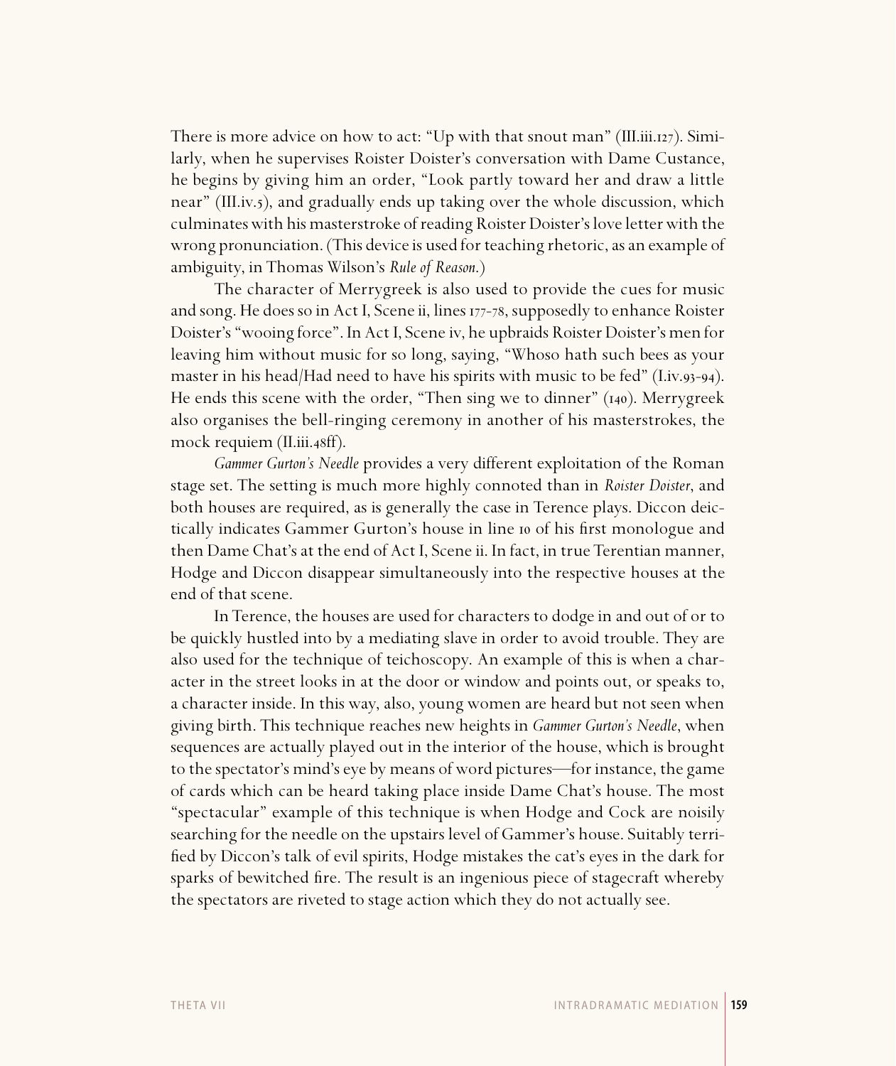There is more advice on how to act: "Up with that snout man" (III.iii.127). Similarly, when he supervises Roister Doister's conversation with Dame Custance, he begins by giving him an order, "Look partly toward her and draw a little near" (III.iv.5), and gradually ends up taking over the whole discussion, which culminates with his masterstroke of reading Roister Doister's love letter with the wrong pronunciation. (This device is used for teaching rhetoric, as an example of ambiguity, in Thomas Wilson's *Rule of Reason*.)

The character of Merrygreek is also used to provide the cues for music and song. He does so in Act I, Scene ii, lines 177-78, supposedly to enhance Roister Doister's "wooing force". In Act I, Scene iv, he upbraids Roister Doister's men for leaving him without music for so long, saying, "Whoso hath such bees as your master in his head/Had need to have his spirits with music to be fed" (I.iv.93-94). He ends this scene with the order, "Then sing we to dinner" (140). Merrygreek also organises the bell-ringing ceremony in another of his masterstrokes, the mock requiem (II.iii.48ff).

*Gammer Gurton's Needle* provides a very different exploitation of the Roman stage set. The setting is much more highly connoted than in *Roister Doister*, and both houses are required, as is generally the case in Terence plays. Diccon deictically indicates Gammer Gurton's house in line 10 of his first monologue and then Dame Chat's at the end of Act I, Scene ii. In fact, in true Terentian manner, Hodge and Diccon disappear simultaneously into the respective houses at the end of that scene.

In Terence, the houses are used for characters to dodge in and out of or to be quickly hustled into by a mediating slave in order to avoid trouble. They are also used for the technique of teichoscopy. An example of this is when a character in the street looks in at the door or window and points out, or speaks to, a character inside. In this way, also, young women are heard but not seen when giving birth. This technique reaches new heights in *Gammer Gurton's Needle*, when sequences are actually played out in the interior of the house, which is brought to the spectator's mind's eye by means of word pictures—for instance, the game of cards which can be heard taking place inside Dame Chat's house. The most "spectacular" example of this technique is when Hodge and Cock are noisily searching for the needle on the upstairs level of Gammer's house. Suitably terrified by Diccon's talk of evil spirits, Hodge mistakes the cat's eyes in the dark for sparks of bewitched fire. The result is an ingenious piece of stagecraft whereby the spectators are riveted to stage action which they do not actually see.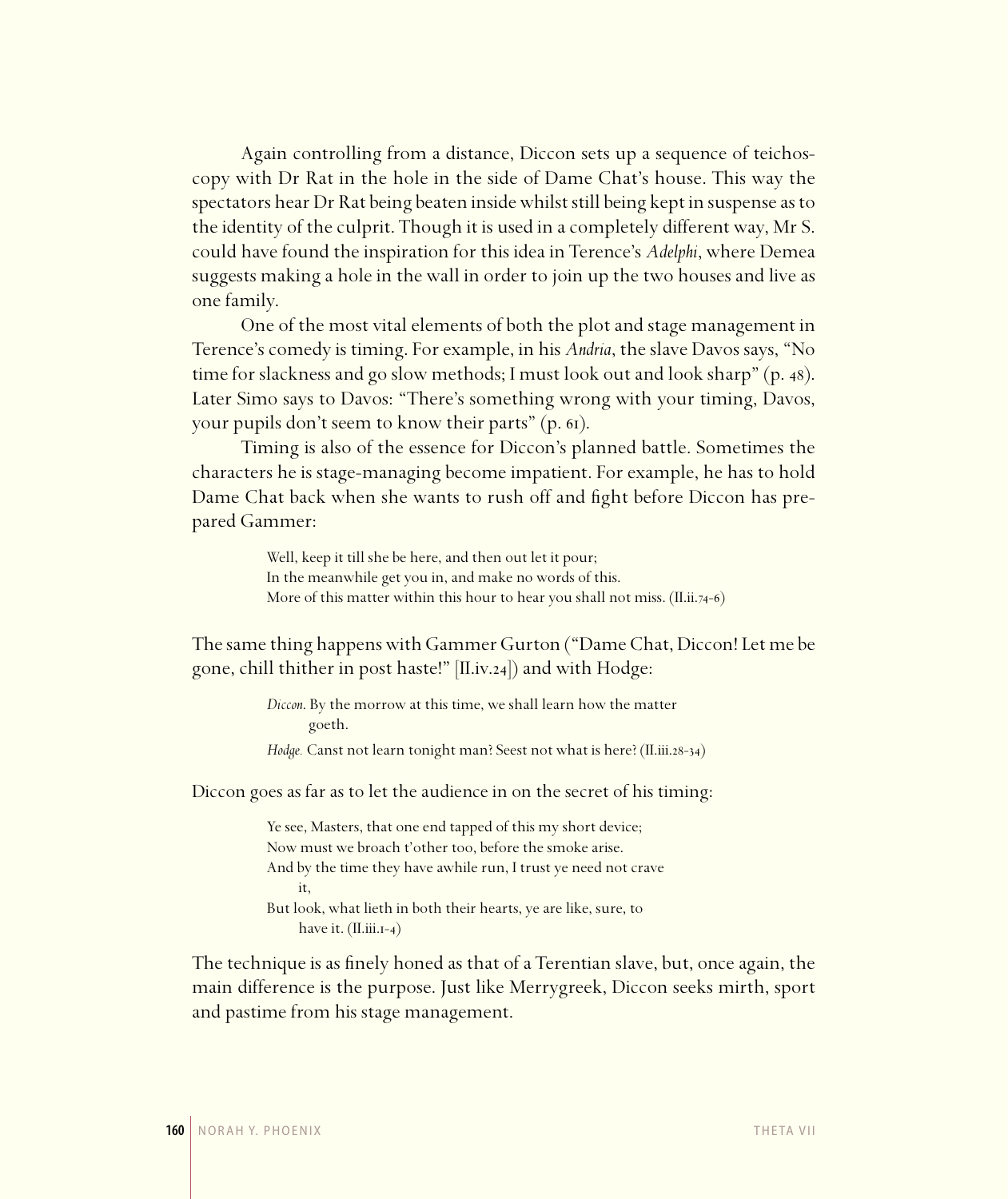Again controlling from a distance, Diccon sets up a sequence of teichoscopy with Dr Rat in the hole in the side of Dame Chat's house. This way the spectators hear Dr Rat being beaten inside whilst still being kept in suspense as to the identity of the culprit. Though it is used in a completely different way, Mr S. could have found the inspiration for this idea in Terence's *Adelphi*, where Demea suggests making a hole in the wall in order to join up the two houses and live as one family.

One of the most vital elements of both the plot and stage management in Terence's comedy is timing. For example, in his *Andria*, the slave Davos says, "No time for slackness and go slow methods; I must look out and look sharp" (p. 48). Later Simo says to Davos: "There's something wrong with your timing, Davos, your pupils don't seem to know their parts" (p. 61).

Timing is also of the essence for Diccon's planned battle. Sometimes the characters he is stage-managing become impatient. For example, he has to hold Dame Chat back when she wants to rush off and fight before Diccon has prepared Gammer:

> Well, keep it till she be here, and then out let it pour;
> In the meanwhile get you in, and make no words of this.
> More of this matter within this hour to hear you shall not miss. (II.ii.74-6)

The same thing happens with Gammer Gurton ("Dame Chat, Diccon! Let me be gone, chill thither in post haste!" [II.iv.24]) and with Hodge:

> *Diccon*. By the morrow at this time, we shall learn how the matter goeth.
>
> *Hodge.* Canst not learn tonight man? Seest not what is here? (II.iii.28-34)

Diccon goes as far as to let the audience in on the secret of his timing:

> Ye see, Masters, that one end tapped of this my short device;
> Now must we broach t'other too, before the smoke arise.
> And by the time they have awhile run, I trust ye need not crave it,
> But look, what lieth in both their hearts, ye are like, sure, to have it. (II.iii.1-4)

The technique is as finely honed as that of a Terentian slave, but, once again, the main difference is the purpose. Just like Merrygreek, Diccon seeks mirth, sport and pastime from his stage management.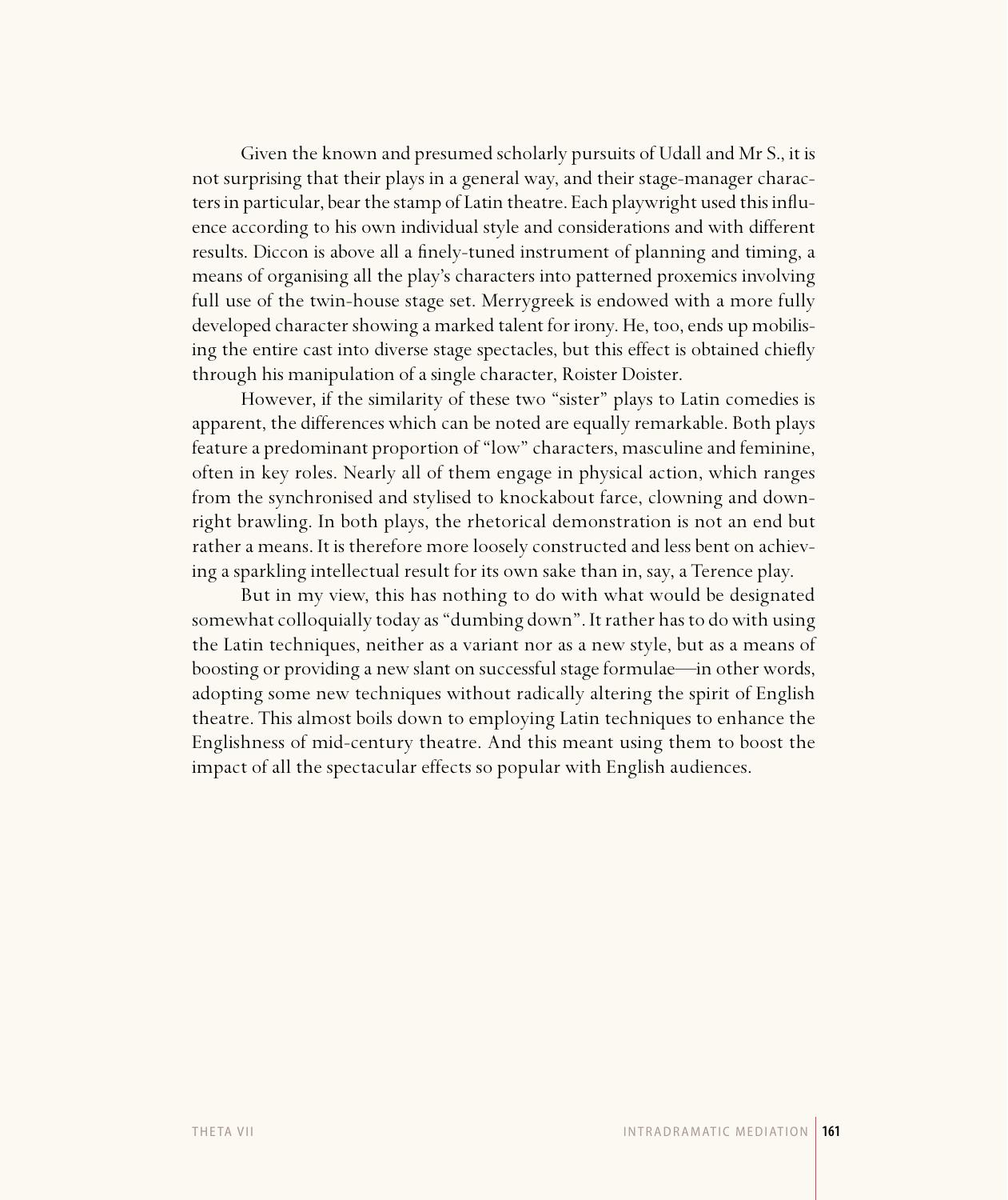Given the known and presumed scholarly pursuits of Udall and Mr S., it is not surprising that their plays in a general way, and their stage-manager characters in particular, bear the stamp of Latin theatre. Each playwright used this influence according to his own individual style and considerations and with different results. Diccon is above all a finely-tuned instrument of planning and timing, a means of organising all the play's characters into patterned proxemics involving full use of the twin-house stage set. Merrygreek is endowed with a more fully developed character showing a marked talent for irony. He, too, ends up mobilising the entire cast into diverse stage spectacles, but this effect is obtained chiefly through his manipulation of a single character, Roister Doister.

However, if the similarity of these two "sister" plays to Latin comedies is apparent, the differences which can be noted are equally remarkable. Both plays feature a predominant proportion of "low" characters, masculine and feminine, often in key roles. Nearly all of them engage in physical action, which ranges from the synchronised and stylised to knockabout farce, clowning and downright brawling. In both plays, the rhetorical demonstration is not an end but rather a means. It is therefore more loosely constructed and less bent on achieving a sparkling intellectual result for its own sake than in, say, a Terence play.

But in my view, this has nothing to do with what would be designated somewhat colloquially today as "dumbing down". It rather has to do with using the Latin techniques, neither as a variant nor as a new style, but as a means of boosting or providing a new slant on successful stage formulae—in other words, adopting some new techniques without radically altering the spirit of English theatre. This almost boils down to employing Latin techniques to enhance the Englishness of mid-century theatre. And this meant using them to boost the impact of all the spectacular effects so popular with English audiences.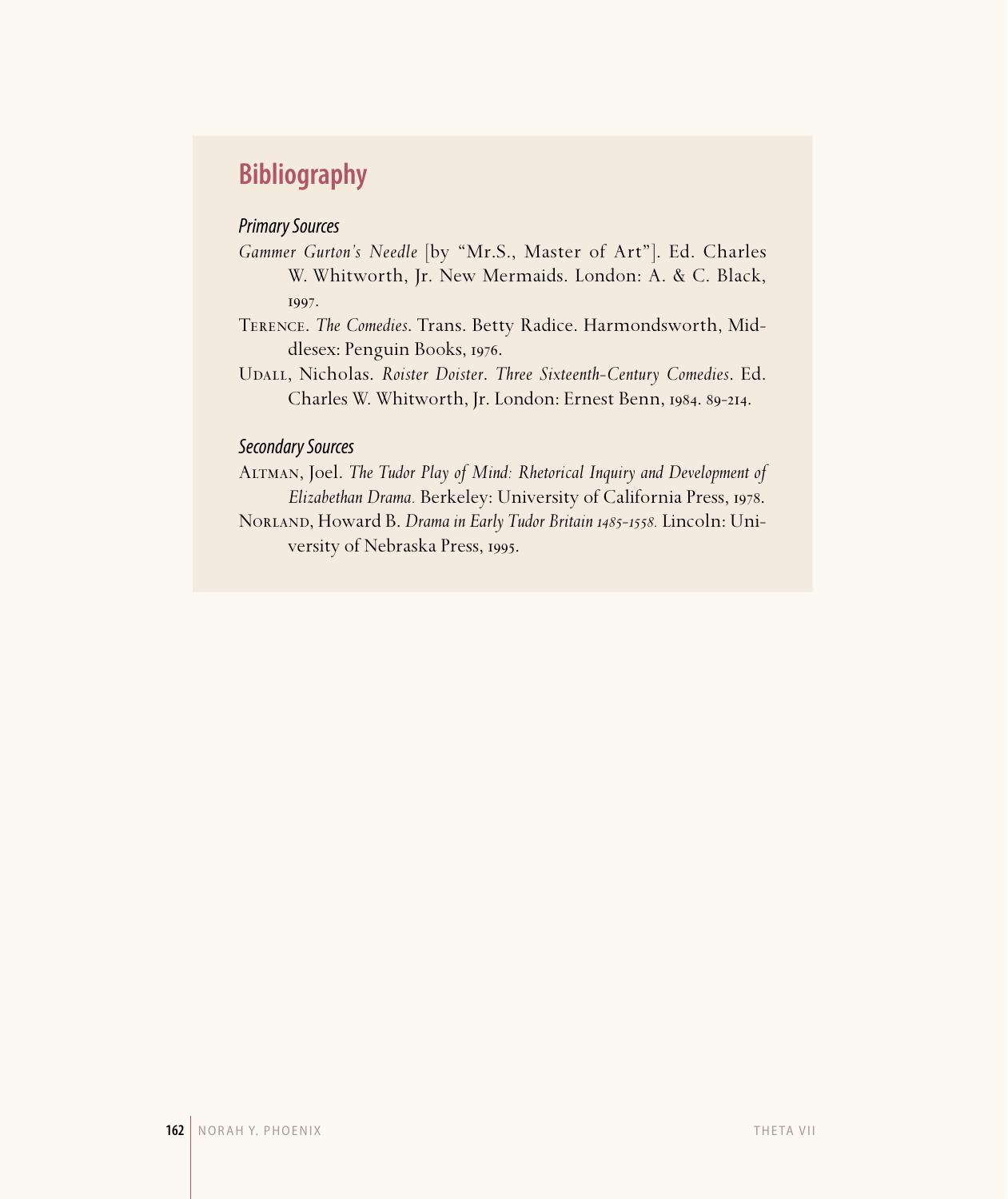## Bibliography

### *Primary Sources*

*Gammer Gurton's Needle* [by "Mr.S., Master of Art"]. Ed. Charles W. Whitworth, Jr. New Mermaids. London: A. & C. Black, 1997.

Terence. *The Comedies*. Trans. Betty Radice. Harmondsworth, Middlesex: Penguin Books, 1976.

Udall, Nicholas. *Roister Doister*. *Three Sixteenth-Century Comedies*. Ed. Charles W. Whitworth, Jr. London: Ernest Benn, 1984. 89-214.

### *Secondary Sources*

Altman, Joel. *The Tudor Play of Mind: Rhetorical Inquiry and Development of Elizabethan Drama.* Berkeley: University of California Press, 1978.

Norland, Howard B. *Drama in Early Tudor Britain 1485-1558.* Lincoln: University of Nebraska Press, 1995.